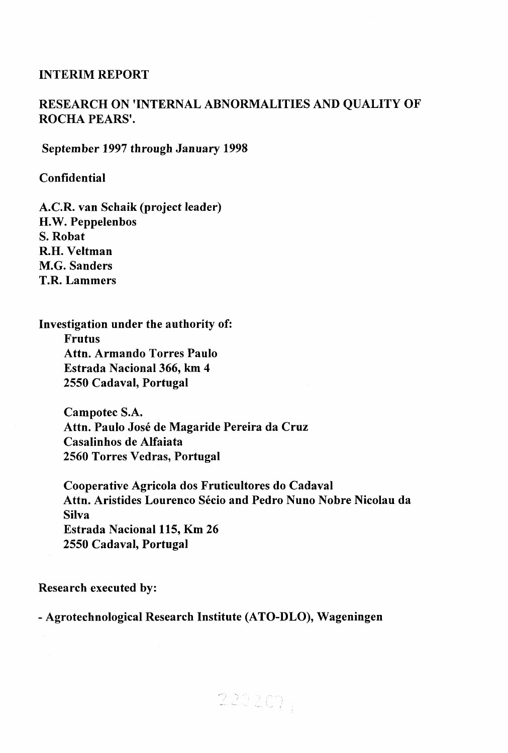# INTERIM REPORT

## RESEARCH ON 'INTERNAL ABNORMALITIES AND QUALITY OF ROCHA PEARS'.

**September 1997 through January 1998**

**Confidential**

**A.C.R. van Schaik (project leader)**
**H.W. Peppelenbos**
**S. Robat**
**R.H. Veltman**
**M.G. Sanders**
**T.R. Lammers**

**Investigation under the authority of:**

**Frutus**
**Attn. Armando Torres Paulo**
**Estrada Nacional 366, km 4**
**2550 Cadaval, Portugal**

**Campotec S.A.**
**Attn. Paulo José de Magaride Pereira da Cruz**
**Casalinhos de Alfaiata**
**2560 Torres Vedras, Portugal**

**Cooperative Agricola dos Fruticultores do Cadaval**
**Attn. Aristides Lourenco Sécio and Pedro Nuno Nobre Nicolau da Silva**
**Estrada Nacional 115, Km 26**
**2550 Cadaval, Portugal**

**Research executed by:**

**- Agrotechnological Research Institute (ATO-DLO), Wageningen**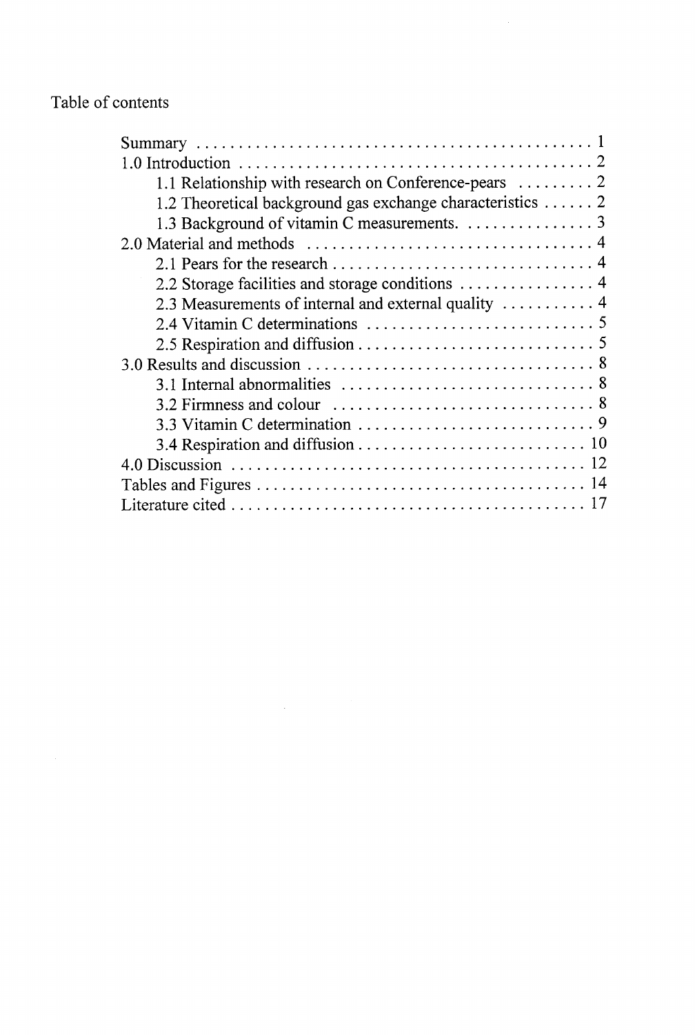Table of contents

- Summary . . . . . . . . . . . . . . . . . . . . . . . . . . . . . . . . . . . . . . . . . . . . . . . 1
- 1.0 Introduction . . . . . . . . . . . . . . . . . . . . . . . . . . . . . . . . . . . . . . . . . . 2
  - 1.1 Relationship with research on Conference-pears . . . . . . . . . 2
  - 1.2 Theoretical background gas exchange characteristics . . . . . . 2
  - 1.3 Background of vitamin C measurements. . . . . . . . . . . . . . . . 3
- 2.0 Material and methods . . . . . . . . . . . . . . . . . . . . . . . . . . . . . . . . . 4
  - 2.1 Pears for the research . . . . . . . . . . . . . . . . . . . . . . . . . . . . . . 4
  - 2.2 Storage facilities and storage conditions . . . . . . . . . . . . . . . . 4
  - 2.3 Measurements of internal and external quality . . . . . . . . . . . 4
  - 2.4 Vitamin C determinations . . . . . . . . . . . . . . . . . . . . . . . . . . . 5
  - 2.5 Respiration and diffusion . . . . . . . . . . . . . . . . . . . . . . . . . . . . 5
- 3.0 Results and discussion . . . . . . . . . . . . . . . . . . . . . . . . . . . . . . . . . 8
  - 3.1 Internal abnormalities . . . . . . . . . . . . . . . . . . . . . . . . . . . . . . 8
  - 3.2 Firmness and colour . . . . . . . . . . . . . . . . . . . . . . . . . . . . . . . 8
  - 3.3 Vitamin C determination . . . . . . . . . . . . . . . . . . . . . . . . . . . . 9
  - 3.4 Respiration and diffusion . . . . . . . . . . . . . . . . . . . . . . . . . . . 10
- 4.0 Discussion . . . . . . . . . . . . . . . . . . . . . . . . . . . . . . . . . . . . . . . . . . 12
- Tables and Figures . . . . . . . . . . . . . . . . . . . . . . . . . . . . . . . . . . . . . . . 14
- Literature cited . . . . . . . . . . . . . . . . . . . . . . . . . . . . . . . . . . . . . . . . . . 17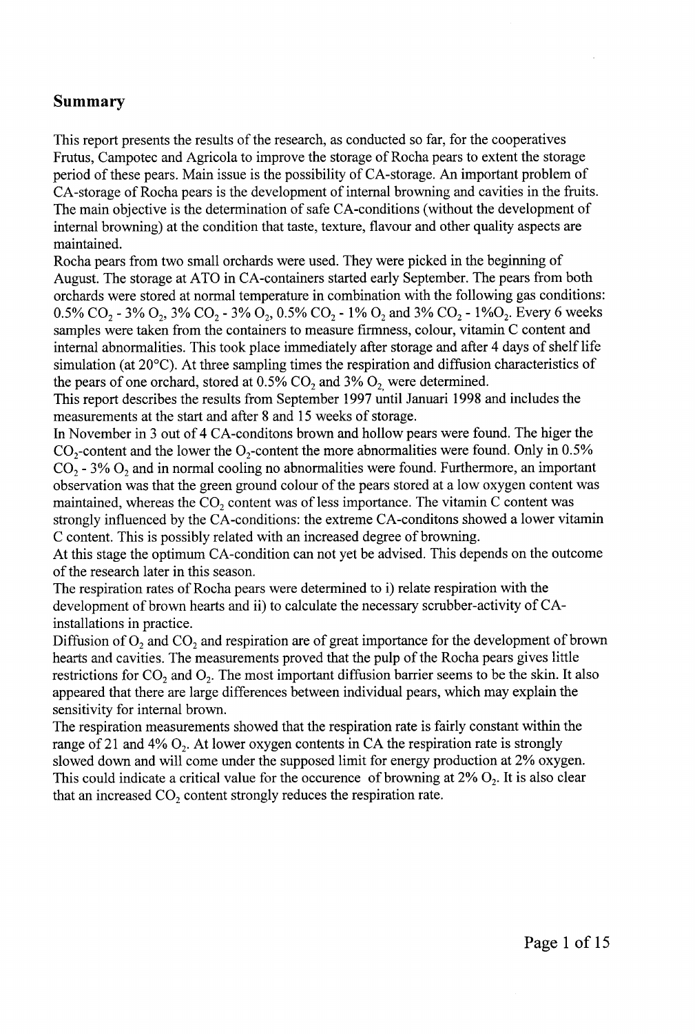## Summary

This report presents the results of the research, as conducted so far, for the cooperatives Frutus, Campotec and Agricola to improve the storage of Rocha pears to extent the storage period of these pears. Main issue is the possibility of CA-storage. An important problem of CA-storage of Rocha pears is the development of internal browning and cavities in the fruits. The main objective is the determination of safe CA-conditions (without the development of internal browning) at the condition that taste, texture, flavour and other quality aspects are maintained.

Rocha pears from two small orchards were used. They were picked in the beginning of August. The storage at ATO in CA-containers started early September. The pears from both orchards were stored at normal temperature in combination with the following gas conditions: 0.5% $CO_2$ - 3% $O_2$, 3% $CO_2$ - 3% $O_2$, 0.5% $CO_2$ - 1% $O_2$ and 3% $CO_2$ - 1%$O_2$. Every 6 weeks samples were taken from the containers to measure firmness, colour, vitamin C content and internal abnormalities. This took place immediately after storage and after 4 days of shelf life simulation (at 20°C). At three sampling times the respiration and diffusion characteristics of the pears of one orchard, stored at 0.5% $CO_2$ and 3% $O_2$ were determined.

This report describes the results from September 1997 until Januari 1998 and includes the measurements at the start and after 8 and 15 weeks of storage.

In November in 3 out of 4 CA-conditons brown and hollow pears were found. The higer the $CO_2$-content and the lower the $O_2$-content the more abnormalities were found. Only in 0.5% $CO_2$ - 3% $O_2$ and in normal cooling no abnormalities were found. Furthermore, an important observation was that the green ground colour of the pears stored at a low oxygen content was maintained, whereas the $CO_2$ content was of less importance. The vitamin C content was strongly influenced by the CA-conditions: the extreme CA-conditons showed a lower vitamin C content. This is possibly related with an increased degree of browning.

At this stage the optimum CA-condition can not yet be advised. This depends on the outcome of the research later in this season.

The respiration rates of Rocha pears were determined to i) relate respiration with the development of brown hearts and ii) to calculate the necessary scrubber-activity of CA-installations in practice.

Diffusion of $O_2$ and $CO_2$ and respiration are of great importance for the development of brown hearts and cavities. The measurements proved that the pulp of the Rocha pears gives little restrictions for $CO_2$ and $O_2$. The most important diffusion barrier seems to be the skin. It also appeared that there are large differences between individual pears, which may explain the sensitivity for internal brown.

The respiration measurements showed that the respiration rate is fairly constant within the range of 21 and 4% $O_2$. At lower oxygen contents in CA the respiration rate is strongly slowed down and will come under the supposed limit for energy production at 2% oxygen. This could indicate a critical value for the occurence of browning at 2% $O_2$. It is also clear that an increased $CO_2$ content strongly reduces the respiration rate.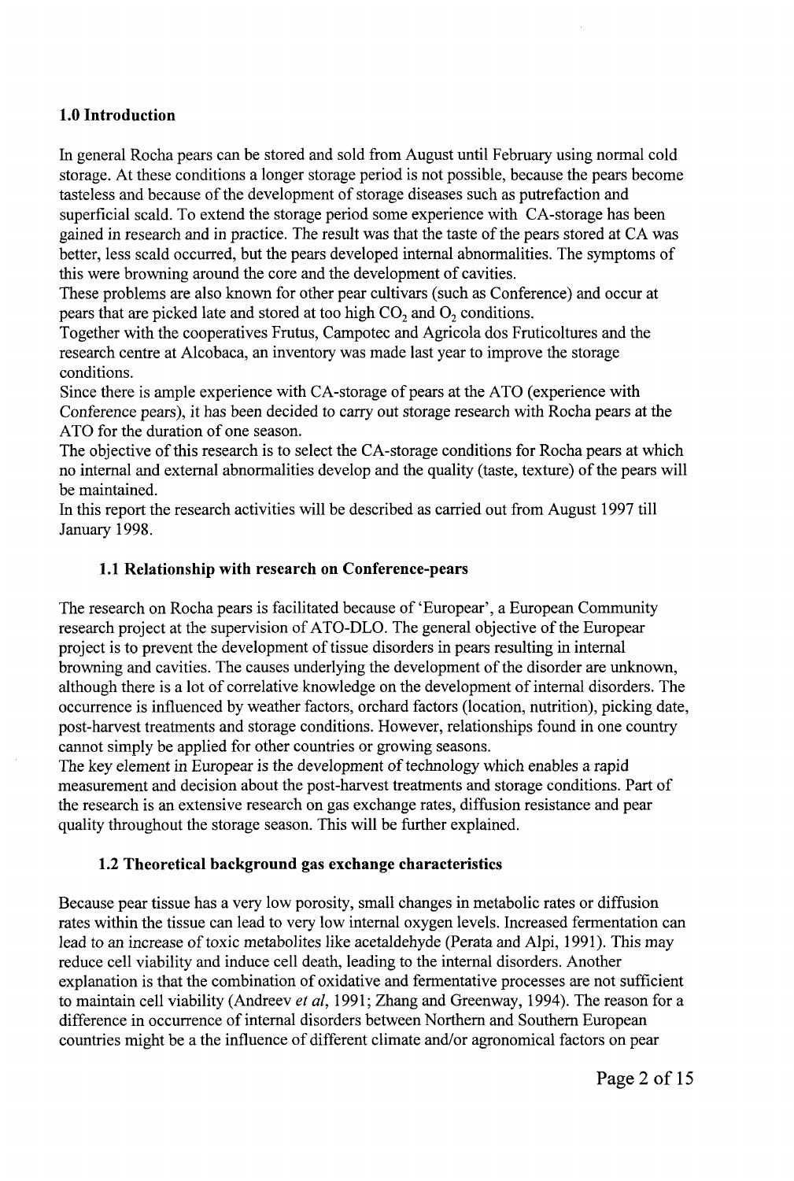## 1.0 Introduction

In general Rocha pears can be stored and sold from August until February using normal cold storage. At these conditions a longer storage period is not possible, because the pears become tasteless and because of the development of storage diseases such as putrefaction and superficial scald. To extend the storage period some experience with CA-storage has been gained in research and in practice. The result was that the taste of the pears stored at CA was better, less scald occurred, but the pears developed internal abnormalities. The symptoms of this were browning around the core and the development of cavities.

These problems are also known for other pear cultivars (such as Conference) and occur at pears that are picked late and stored at too high $CO_2$ and $O_2$ conditions.

Together with the cooperatives Frutus, Campotec and Agricola dos Fruticoltures and the research centre at Alcobaca, an inventory was made last year to improve the storage conditions.

Since there is ample experience with CA-storage of pears at the ATO (experience with Conference pears), it has been decided to carry out storage research with Rocha pears at the ATO for the duration of one season.

The objective of this research is to select the CA-storage conditions for Rocha pears at which no internal and external abnormalities develop and the quality (taste, texture) of the pears will be maintained.

In this report the research activities will be described as carried out from August 1997 till January 1998.

### 1.1 Relationship with research on Conference-pears

The research on Rocha pears is facilitated because of 'Europear', a European Community research project at the supervision of ATO-DLO. The general objective of the Europear project is to prevent the development of tissue disorders in pears resulting in internal browning and cavities. The causes underlying the development of the disorder are unknown, although there is a lot of correlative knowledge on the development of internal disorders. The occurrence is influenced by weather factors, orchard factors (location, nutrition), picking date, post-harvest treatments and storage conditions. However, relationships found in one country cannot simply be applied for other countries or growing seasons.

The key element in Europear is the development of technology which enables a rapid measurement and decision about the post-harvest treatments and storage conditions. Part of the research is an extensive research on gas exchange rates, diffusion resistance and pear quality throughout the storage season. This will be further explained.

### 1.2 Theoretical background gas exchange characteristics

Because pear tissue has a very low porosity, small changes in metabolic rates or diffusion rates within the tissue can lead to very low internal oxygen levels. Increased fermentation can lead to an increase of toxic metabolites like acetaldehyde (Perata and Alpi, 1991). This may reduce cell viability and induce cell death, leading to the internal disorders. Another explanation is that the combination of oxidative and fermentative processes are not sufficient to maintain cell viability (Andreev *et al*, 1991; Zhang and Greenway, 1994). The reason for a difference in occurrence of internal disorders between Northern and Southern European countries might be a the influence of different climate and/or agronomical factors on pear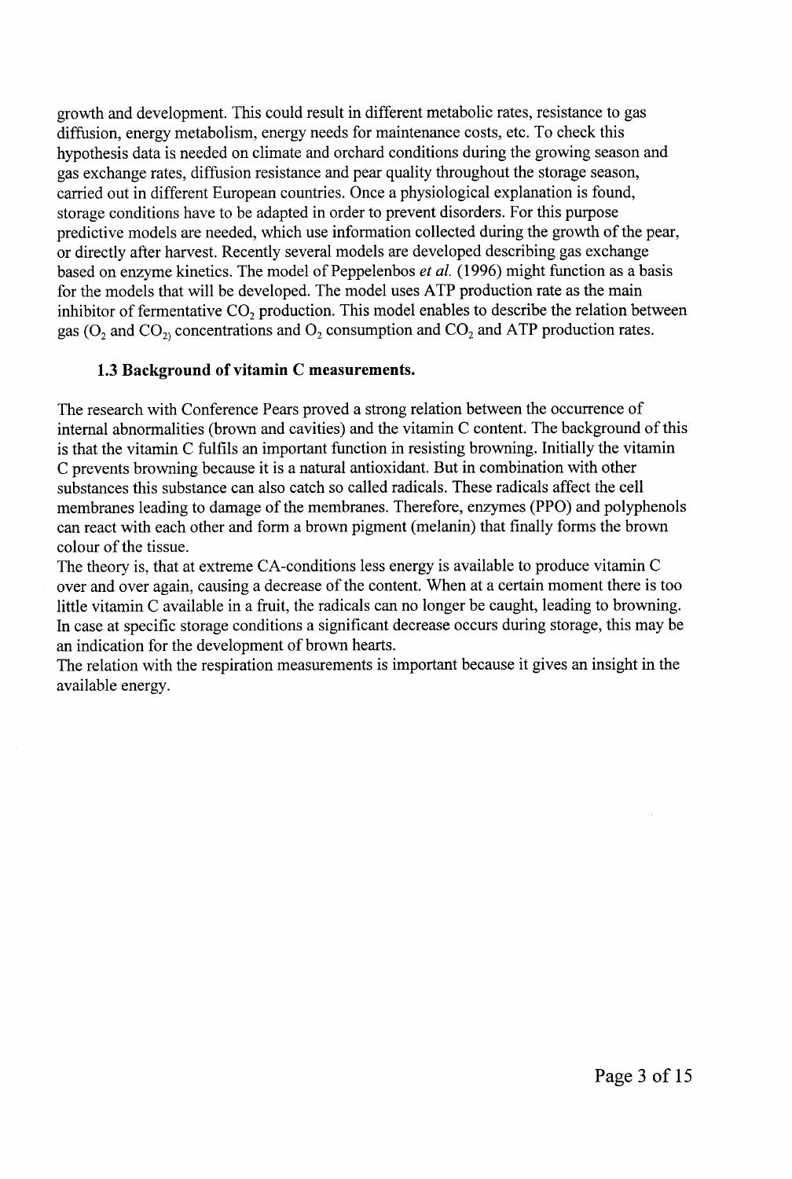growth and development. This could result in different metabolic rates, resistance to gas diffusion, energy metabolism, energy needs for maintenance costs, etc. To check this hypothesis data is needed on climate and orchard conditions during the growing season and gas exchange rates, diffusion resistance and pear quality throughout the storage season, carried out in different European countries. Once a physiological explanation is found, storage conditions have to be adapted in order to prevent disorders. For this purpose predictive models are needed, which use information collected during the growth of the pear, or directly after harvest. Recently several models are developed describing gas exchange based on enzyme kinetics. The model of Peppelenbos *et al.* (1996) might function as a basis for the models that will be developed. The model uses ATP production rate as the main inhibitor of fermentative $CO_2$ production. This model enables to describe the relation between gas ($O_2$ and $CO_2$) concentrations and $O_2$ consumption and $CO_2$ and ATP production rates.

### 1.3 Background of vitamin C measurements.

The research with Conference Pears proved a strong relation between the occurrence of internal abnormalities (brown and cavities) and the vitamin C content. The background of this is that the vitamin C fulfils an important function in resisting browning. Initially the vitamin C prevents browning because it is a natural antioxidant. But in combination with other substances this substance can also catch so called radicals. These radicals affect the cell membranes leading to damage of the membranes. Therefore, enzymes (PPO) and polyphenols can react with each other and form a brown pigment (melanin) that finally forms the brown colour of the tissue.

The theory is, that at extreme CA-conditions less energy is available to produce vitamin C over and over again, causing a decrease of the content. When at a certain moment there is too little vitamin C available in a fruit, the radicals can no longer be caught, leading to browning. In case at specific storage conditions a significant decrease occurs during storage, this may be an indication for the development of brown hearts.

The relation with the respiration measurements is important because it gives an insight in the available energy.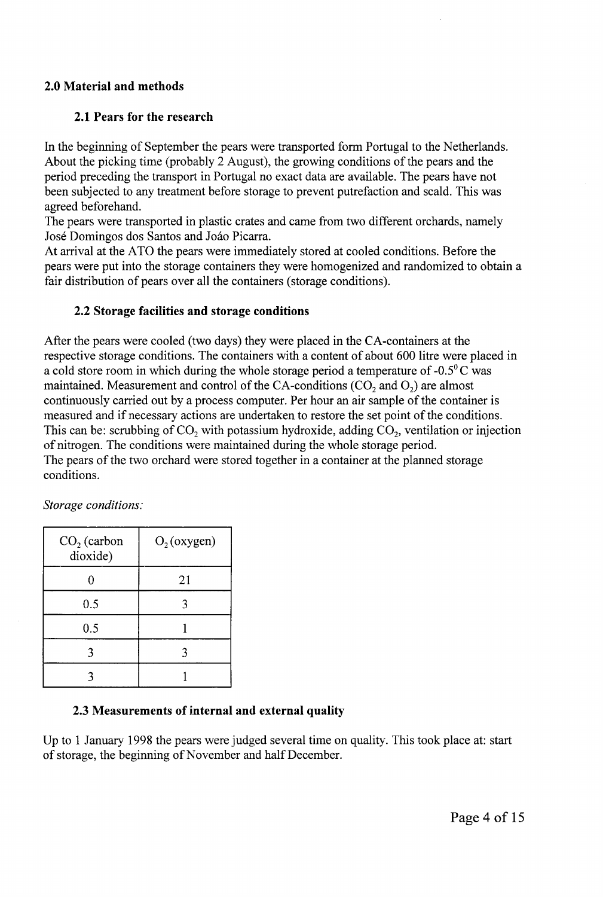## 2.0 Material and methods

### 2.1 Pears for the research

In the beginning of September the pears were transported form Portugal to the Netherlands. About the picking time (probably 2 August), the growing conditions of the pears and the period preceding the transport in Portugal no exact data are available. The pears have not been subjected to any treatment before storage to prevent putrefaction and scald. This was agreed beforehand.

The pears were transported in plastic crates and came from two different orchards, namely José Domingos dos Santos and Joáo Picarra.

At arrival at the ATO the pears were immediately stored at cooled conditions. Before the pears were put into the storage containers they were homogenized and randomized to obtain a fair distribution of pears over all the containers (storage conditions).

### 2.2 Storage facilities and storage conditions

After the pears were cooled (two days) they were placed in the CA-containers at the respective storage conditions. The containers with a content of about 600 litre were placed in a cold store room in which during the whole storage period a temperature of -0.5$^0$ C was maintained. Measurement and control of the CA-conditions ($CO_2$ and $O_2$) are almost continuously carried out by a process computer. Per hour an air sample of the container is measured and if necessary actions are undertaken to restore the set point of the conditions. This can be: scrubbing of $CO_2$ with potassium hydroxide, adding $CO_2$, ventilation or injection of nitrogen. The conditions were maintained during the whole storage period.

The pears of the two orchard were stored together in a container at the planned storage conditions.

*Storage conditions:*

| $CO_2$ (carbon dioxide) | $O_2$ (oxygen) |
|---|---|
| 0 | 21 |
| 0.5 | 3 |
| 0.5 | 1 |
| 3 | 3 |
| 3 | 1 |

### 2.3 Measurements of internal and external quality

Up to 1 January 1998 the pears were judged several time on quality. This took place at: start of storage, the beginning of November and half December.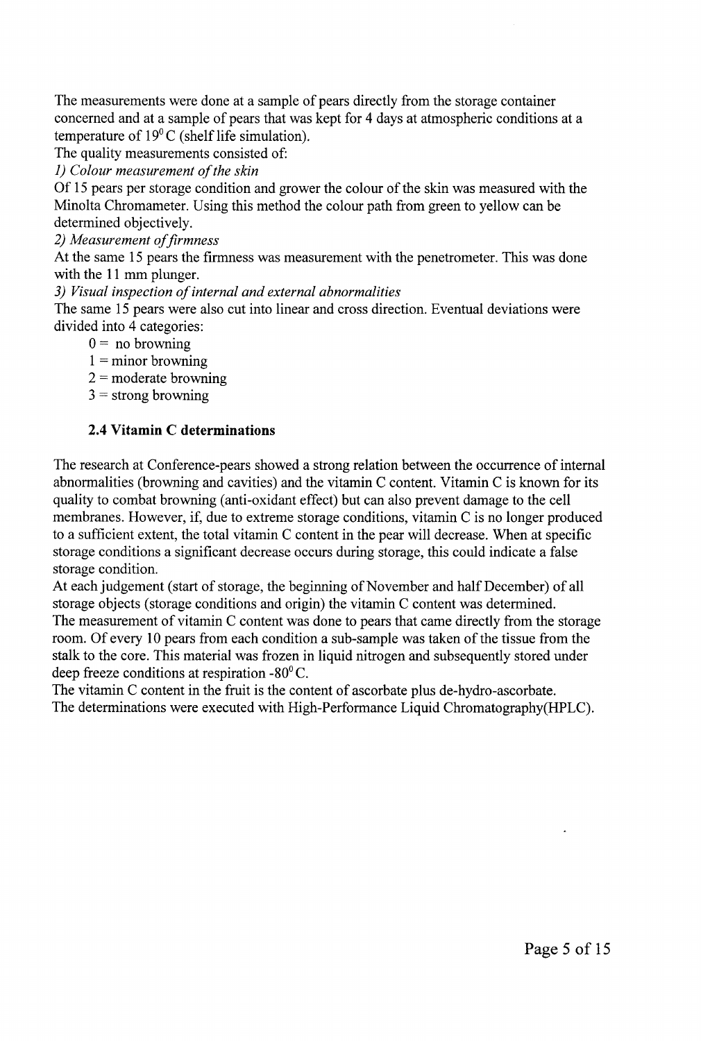The measurements were done at a sample of pears directly from the storage container concerned and at a sample of pears that was kept for 4 days at atmospheric conditions at a temperature of $19^0$ C (shelf life simulation).

The quality measurements consisted of:

*1) Colour measurement of the skin*

Of 15 pears per storage condition and grower the colour of the skin was measured with the Minolta Chromameter. Using this method the colour path from green to yellow can be determined objectively.

*2) Measurement of firmness*

At the same 15 pears the firmness was measurement with the penetrometer. This was done with the 11 mm plunger.

*3) Visual inspection of internal and external abnormalities*

The same 15 pears were also cut into linear and cross direction. Eventual deviations were divided into 4 categories:

- 0 = no browning
- 1 = minor browning
- 2 = moderate browning
- 3 = strong browning

### 2.4 Vitamin C determinations

The research at Conference-pears showed a strong relation between the occurrence of internal abnormalities (browning and cavities) and the vitamin C content. Vitamin C is known for its quality to combat browning (anti-oxidant effect) but can also prevent damage to the cell membranes. However, if, due to extreme storage conditions, vitamin C is no longer produced to a sufficient extent, the total vitamin C content in the pear will decrease. When at specific storage conditions a significant decrease occurs during storage, this could indicate a false storage condition.

At each judgement (start of storage, the beginning of November and half December) of all storage objects (storage conditions and origin) the vitamin C content was determined.

The measurement of vitamin C content was done to pears that came directly from the storage room. Of every 10 pears from each condition a sub-sample was taken of the tissue from the stalk to the core. This material was frozen in liquid nitrogen and subsequently stored under deep freeze conditions at respiration $-80^0$ C.

The vitamin C content in the fruit is the content of ascorbate plus de-hydro-ascorbate.

The determinations were executed with High-Performance Liquid Chromatography(HPLC).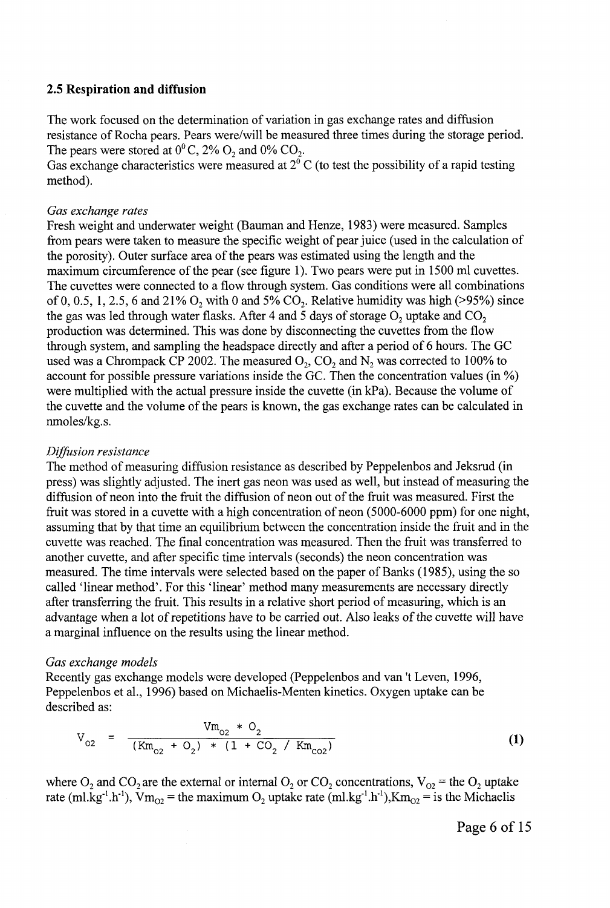## 2.5 Respiration and diffusion

The work focused on the determination of variation in gas exchange rates and diffusion resistance of Rocha pears. Pears were/will be measured three times during the storage period. The pears were stored at $0^0$ C, 2% $O_2$ and 0% $CO_2$.
Gas exchange characteristics were measured at $2^0$ C (to test the possibility of a rapid testing method).

*Gas exchange rates*
Fresh weight and underwater weight (Bauman and Henze, 1983) were measured. Samples from pears were taken to measure the specific weight of pear juice (used in the calculation of the porosity). Outer surface area of the pears was estimated using the length and the maximum circumference of the pear (see figure 1). Two pears were put in 1500 ml cuvettes. The cuvettes were connected to a flow through system. Gas conditions were all combinations of 0, 0.5, 1, 2.5, 6 and 21% $O_2$ with 0 and 5% $CO_2$. Relative humidity was high (>95%) since the gas was led through water flasks. After 4 and 5 days of storage $O_2$ uptake and $CO_2$ production was determined. This was done by disconnecting the cuvettes from the flow through system, and sampling the headspace directly and after a period of 6 hours. The GC used was a Chrompack CP 2002. The measured $O_2$, $CO_2$ and $N_2$ was corrected to 100% to account for possible pressure variations inside the GC. Then the concentration values (in %) were multiplied with the actual pressure inside the cuvette (in kPa). Because the volume of the cuvette and the volume of the pears is known, the gas exchange rates can be calculated in nmoles/kg.s.

*Diffusion resistance*
The method of measuring diffusion resistance as described by Peppelenbos and Jeksrud (in press) was slightly adjusted. The inert gas neon was used as well, but instead of measuring the diffusion of neon into the fruit the diffusion of neon out of the fruit was measured. First the fruit was stored in a cuvette with a high concentration of neon (5000-6000 ppm) for one night, assuming that by that time an equilibrium between the concentration inside the fruit and in the cuvette was reached. The final concentration was measured. Then the fruit was transferred to another cuvette, and after specific time intervals (seconds) the neon concentration was measured. The time intervals were selected based on the paper of Banks (1985), using the so called 'linear method'. For this 'linear' method many measurements are necessary directly after transferring the fruit. This results in a relative short period of measuring, which is an advantage when a lot of repetitions have to be carried out. Also leaks of the cuvette will have a marginal influence on the results using the linear method.

*Gas exchange models*
Recently gas exchange models were developed (Peppelenbos and van 't Leven, 1996, Peppelenbos et al., 1996) based on Michaelis-Menten kinetics. Oxygen uptake can be described as:

$$V_{O2} = \frac{Vm_{O2} * O_2}{(Km_{O2} + O_2) * (1 + CO_2 / Km_{CO2})} \qquad \textbf{(1)}$$

where $O_2$ and $CO_2$ are the external or internal $O_2$ or $CO_2$ concentrations, $V_{O2}$ = the $O_2$ uptake rate ($ml.kg^{-1}.h^{-1}$), $Vm_{O2}$ = the maximum $O_2$ uptake rate ($ml.kg^{-1}.h^{-1}$), $Km_{O2}$ = is the Michaelis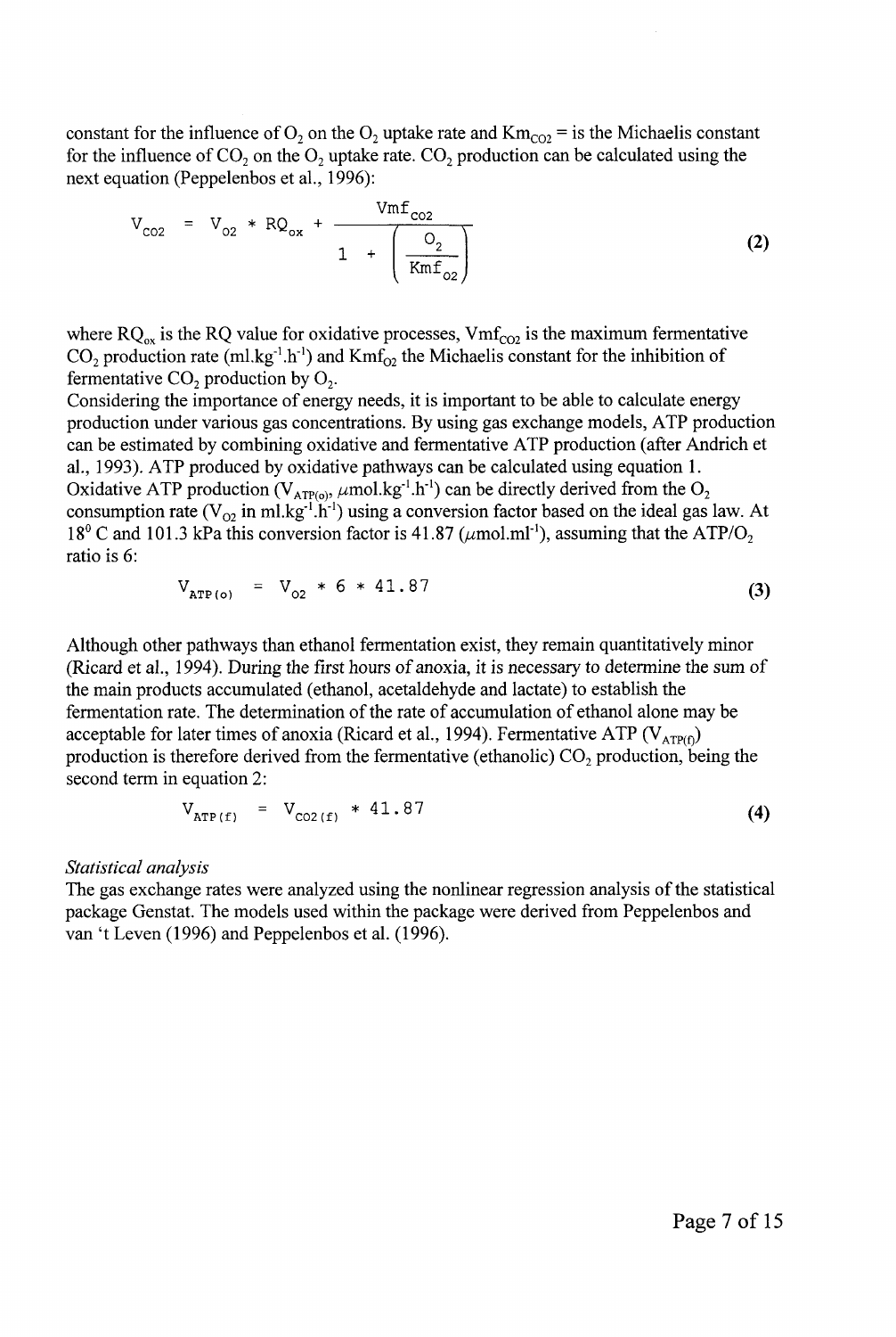constant for the influence of $O_2$ on the $O_2$ uptake rate and $Km_{CO2}$ = is the Michaelis constant for the influence of $CO_2$ on the $O_2$ uptake rate. $CO_2$ production can be calculated using the next equation (Peppelenbos et al., 1996):

$$V_{CO2} = V_{O2} * RQ_{ox} + \frac{Vmf_{CO2}}{1 + \left(\frac{O_2}{Kmf_{O2}}\right)} \tag{2}$$

where $RQ_{ox}$ is the RQ value for oxidative processes, $Vmf_{CO2}$ is the maximum fermentative $CO_2$ production rate ($ml.kg^{-1}.h^{-1}$) and $Kmf_{O2}$ the Michaelis constant for the inhibition of fermentative $CO_2$ production by $O_2$.

Considering the importance of energy needs, it is important to be able to calculate energy production under various gas concentrations. By using gas exchange models, ATP production can be estimated by combining oxidative and fermentative ATP production (after Andrich et al., 1993). ATP produced by oxidative pathways can be calculated using equation 1. Oxidative ATP production ($V_{ATP(o)}$, $\mu mol.kg^{-1}.h^{-1}$) can be directly derived from the $O_2$ consumption rate ($V_{O2}$ in $ml.kg^{-1}.h^{-1}$) using a conversion factor based on the ideal gas law. At $18^0$ C and 101.3 kPa this conversion factor is 41.87 ($\mu mol.ml^{-1}$), assuming that the $ATP/O_2$ ratio is 6:

$$V_{ATP(o)} = V_{O2} * 6 * 41.87 \tag{3}$$

Although other pathways than ethanol fermentation exist, they remain quantitatively minor (Ricard et al., 1994). During the first hours of anoxia, it is necessary to determine the sum of the main products accumulated (ethanol, acetaldehyde and lactate) to establish the fermentation rate. The determination of the rate of accumulation of ethanol alone may be acceptable for later times of anoxia (Ricard et al., 1994). Fermentative ATP ($V_{ATP(f)}$) production is therefore derived from the fermentative (ethanolic) $CO_2$ production, being the second term in equation 2:

$$V_{ATP(f)} = V_{CO2(f)} * 41.87 \tag{4}$$

*Statistical analysis*

The gas exchange rates were analyzed using the nonlinear regression analysis of the statistical package Genstat. The models used within the package were derived from Peppelenbos and van 't Leven (1996) and Peppelenbos et al. (1996).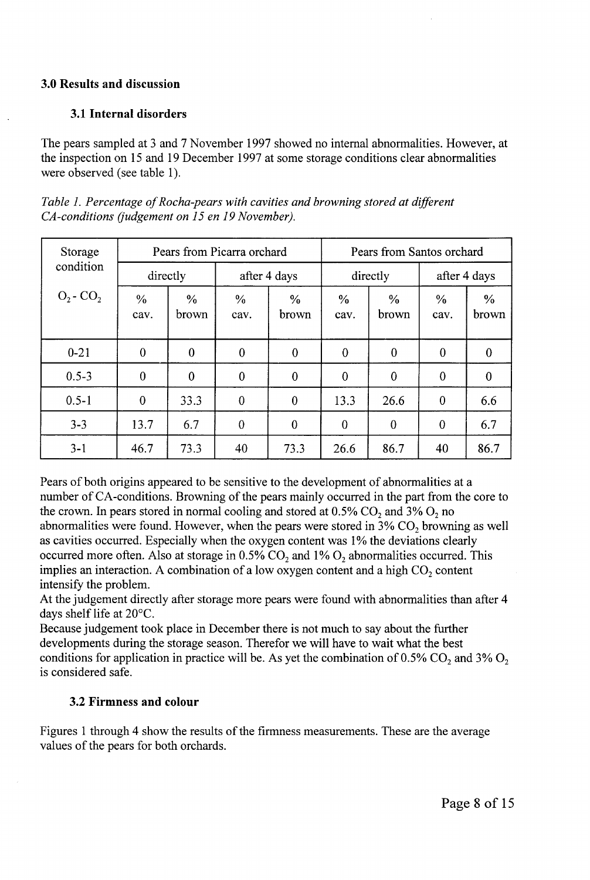## 3.0 Results and discussion

### 3.1 Internal disorders

The pears sampled at 3 and 7 November 1997 showed no internal abnormalities. However, at the inspection on 15 and 19 December 1997 at some storage conditions clear abnormalities were observed (see table 1).

*Table 1. Percentage of Rocha-pears with cavities and browning stored at different CA-conditions (judgement on 15 en 19 November).*

| Storage condition | Pears from Picarra orchard | | | | Pears from Santos orchard | | | |
|---|---|---|---|---|---|---|---|---|
| | directly | | after 4 days | | directly | | after 4 days | |
| $O_2$ - $CO_2$ | % cav. | % brown | % cav. | % brown | % cav. | % brown | % cav. | % brown |
| 0-21 | 0 | 0 | 0 | 0 | 0 | 0 | 0 | 0 |
| 0.5-3 | 0 | 0 | 0 | 0 | 0 | 0 | 0 | 0 |
| 0.5-1 | 0 | 33.3 | 0 | 0 | 13.3 | 26.6 | 0 | 6.6 |
| 3-3 | 13.7 | 6.7 | 0 | 0 | 0 | 0 | 0 | 6.7 |
| 3-1 | 46.7 | 73.3 | 40 | 73.3 | 26.6 | 86.7 | 40 | 86.7 |

Pears of both origins appeared to be sensitive to the development of abnormalities at a number of CA-conditions. Browning of the pears mainly occurred in the part from the core to the crown. In pears stored in normal cooling and stored at 0.5% $CO_2$ and 3% $O_2$ no abnormalities were found. However, when the pears were stored in 3% $CO_2$ browning as well as cavities occurred. Especially when the oxygen content was 1% the deviations clearly occurred more often. Also at storage in 0.5% $CO_2$ and 1% $O_2$ abnormalities occurred. This implies an interaction. A combination of a low oxygen content and a high $CO_2$ content intensify the problem.

At the judgement directly after storage more pears were found with abnormalities than after 4 days shelf life at 20°C.

Because judgement took place in December there is not much to say about the further developments during the storage season. Therefor we will have to wait what the best conditions for application in practice will be. As yet the combination of 0.5% $CO_2$ and 3% $O_2$ is considered safe.

### 3.2 Firmness and colour

Figures 1 through 4 show the results of the firmness measurements. These are the average values of the pears for both orchards.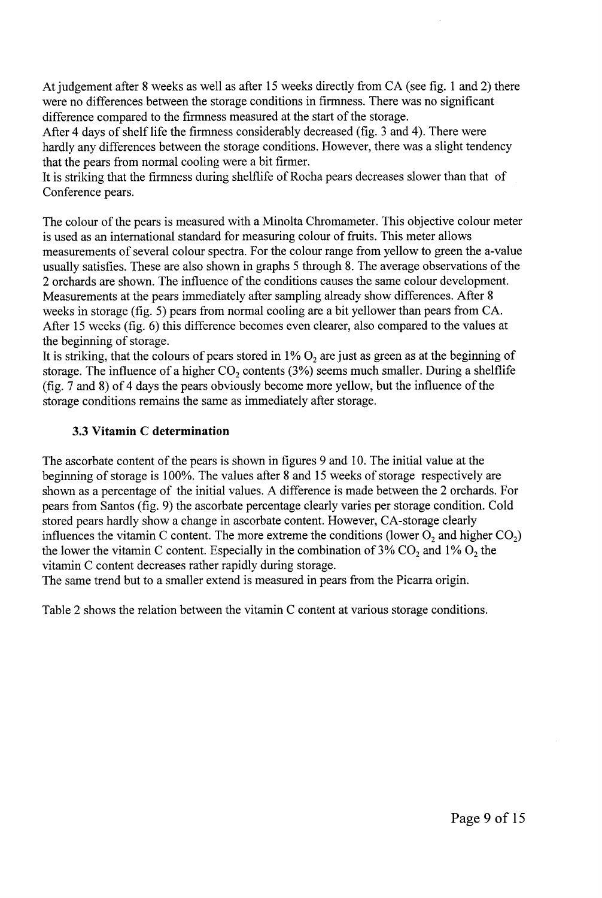At judgement after 8 weeks as well as after 15 weeks directly from CA (see fig. 1 and 2) there were no differences between the storage conditions in firmness. There was no significant difference compared to the firmness measured at the start of the storage.
After 4 days of shelf life the firmness considerably decreased (fig. 3 and 4). There were hardly any differences between the storage conditions. However, there was a slight tendency that the pears from normal cooling were a bit firmer.
It is striking that the firmness during shelflife of Rocha pears decreases slower than that of Conference pears.

The colour of the pears is measured with a Minolta Chromameter. This objective colour meter is used as an international standard for measuring colour of fruits. This meter allows measurements of several colour spectra. For the colour range from yellow to green the a-value usually satisfies. These are also shown in graphs 5 through 8. The average observations of the 2 orchards are shown. The influence of the conditions causes the same colour development. Measurements at the pears immediately after sampling already show differences. After 8 weeks in storage (fig. 5) pears from normal cooling are a bit yellower than pears from CA. After 15 weeks (fig. 6) this difference becomes even clearer, also compared to the values at the beginning of storage.
It is striking, that the colours of pears stored in 1% $O_2$ are just as green as at the beginning of storage. The influence of a higher $CO_2$ contents (3%) seems much smaller. During a shelflife (fig. 7 and 8) of 4 days the pears obviously become more yellow, but the influence of the storage conditions remains the same as immediately after storage.

### 3.3 Vitamin C determination

The ascorbate content of the pears is shown in figures 9 and 10. The initial value at the beginning of storage is 100%. The values after 8 and 15 weeks of storage respectively are shown as a percentage of the initial values. A difference is made between the 2 orchards. For pears from Santos (fig. 9) the ascorbate percentage clearly varies per storage condition. Cold stored pears hardly show a change in ascorbate content. However, CA-storage clearly influences the vitamin C content. The more extreme the conditions (lower $O_2$ and higher $CO_2$) the lower the vitamin C content. Especially in the combination of 3% $CO_2$ and 1% $O_2$ the vitamin C content decreases rather rapidly during storage.
The same trend but to a smaller extend is measured in pears from the Picarra origin.

Table 2 shows the relation between the vitamin C content at various storage conditions.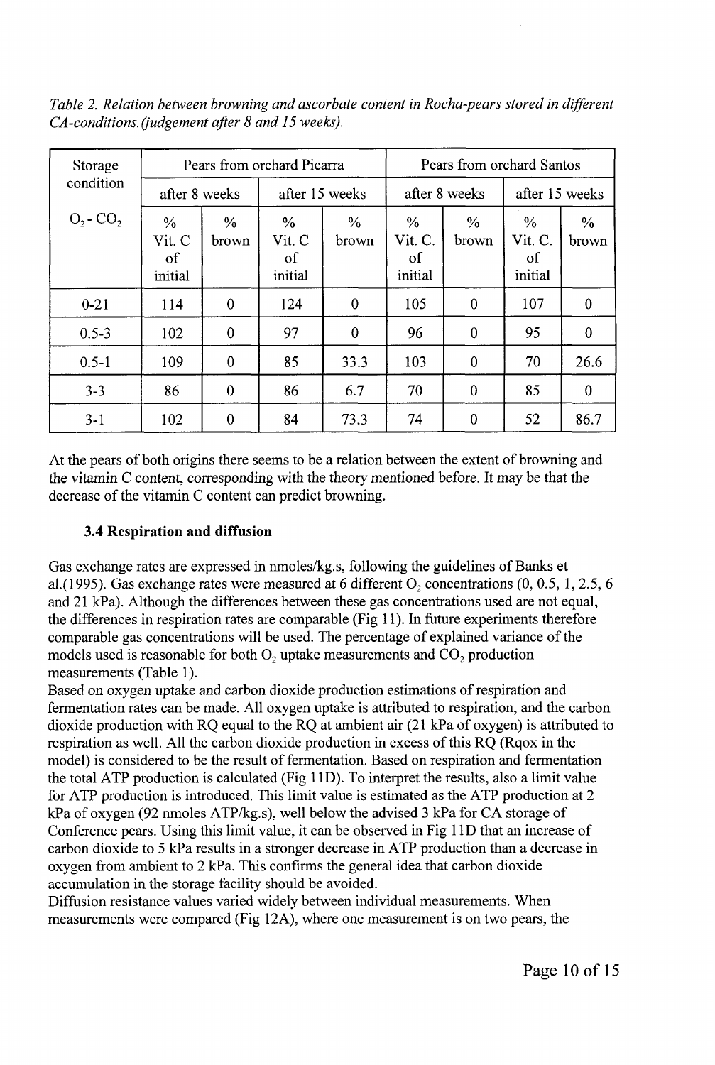*Table 2. Relation between browning and ascorbate content in Rocha-pears stored in different CA-conditions. (judgement after 8 and 15 weeks).*

| Storage condition | Pears from orchard Picarra | | | | Pears from orchard Santos | | | |
|---|---|---|---|---|---|---|---|---|
| | after 8 weeks | | after 15 weeks | | after 8 weeks | | after 15 weeks | |
| $O_2$ - $CO_2$ | % Vit. C of initial | % brown | % Vit. C of initial | % brown | % Vit. C. of initial | % brown | % Vit. C. of initial | % brown |
| 0-21 | 114 | 0 | 124 | 0 | 105 | 0 | 107 | 0 |
| 0.5-3 | 102 | 0 | 97 | 0 | 96 | 0 | 95 | 0 |
| 0.5-1 | 109 | 0 | 85 | 33.3 | 103 | 0 | 70 | 26.6 |
| 3-3 | 86 | 0 | 86 | 6.7 | 70 | 0 | 85 | 0 |
| 3-1 | 102 | 0 | 84 | 73.3 | 74 | 0 | 52 | 86.7 |

At the pears of both origins there seems to be a relation between the extent of browning and the vitamin C content, corresponding with the theory mentioned before. It may be that the decrease of the vitamin C content can predict browning.

### 3.4 Respiration and diffusion

Gas exchange rates are expressed in nmoles/kg.s, following the guidelines of Banks et al.(1995). Gas exchange rates were measured at 6 different $O_2$ concentrations (0, 0.5, 1, 2.5, 6 and 21 kPa). Although the differences between these gas concentrations used are not equal, the differences in respiration rates are comparable (Fig 11). In future experiments therefore comparable gas concentrations will be used. The percentage of explained variance of the models used is reasonable for both $O_2$ uptake measurements and $CO_2$ production measurements (Table 1).

Based on oxygen uptake and carbon dioxide production estimations of respiration and fermentation rates can be made. All oxygen uptake is attributed to respiration, and the carbon dioxide production with RQ equal to the RQ at ambient air (21 kPa of oxygen) is attributed to respiration as well. All the carbon dioxide production in excess of this RQ (Rqox in the model) is considered to be the result of fermentation. Based on respiration and fermentation the total ATP production is calculated (Fig 11D). To interpret the results, also a limit value for ATP production is introduced. This limit value is estimated as the ATP production at 2 kPa of oxygen (92 nmoles ATP/kg.s), well below the advised 3 kPa for CA storage of Conference pears. Using this limit value, it can be observed in Fig 11D that an increase of carbon dioxide to 5 kPa results in a stronger decrease in ATP production than a decrease in oxygen from ambient to 2 kPa. This confirms the general idea that carbon dioxide accumulation in the storage facility should be avoided.

Diffusion resistance values varied widely between individual measurements. When measurements were compared (Fig 12A), where one measurement is on two pears, the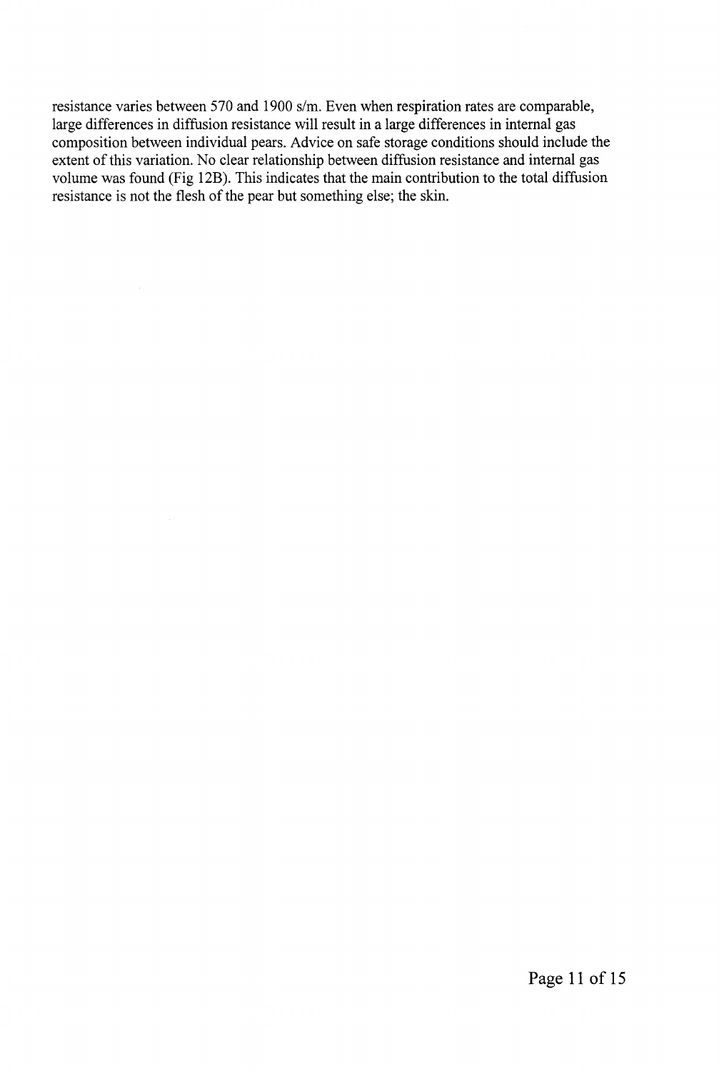resistance varies between 570 and 1900 s/m. Even when respiration rates are comparable, large differences in diffusion resistance will result in a large differences in internal gas composition between individual pears. Advice on safe storage conditions should include the extent of this variation. No clear relationship between diffusion resistance and internal gas volume was found (Fig 12B). This indicates that the main contribution to the total diffusion resistance is not the flesh of the pear but something else; the skin.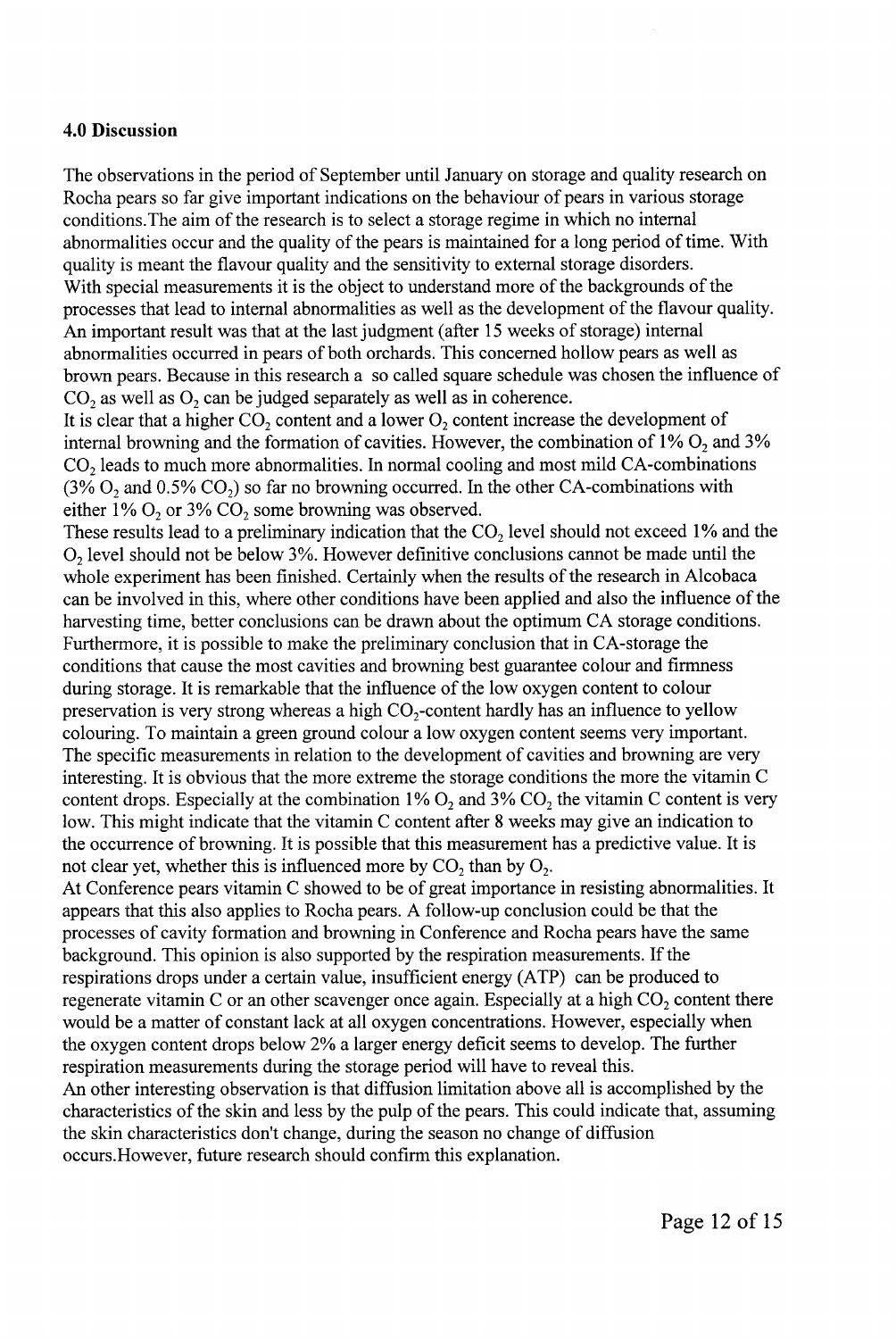## 4.0 Discussion

The observations in the period of September until January on storage and quality research on Rocha pears so far give important indications on the behaviour of pears in various storage conditions.The aim of the research is to select a storage regime in which no internal abnormalities occur and the quality of the pears is maintained for a long period of time. With quality is meant the flavour quality and the sensitivity to external storage disorders.
With special measurements it is the object to understand more of the backgrounds of the processes that lead to internal abnormalities as well as the development of the flavour quality.
An important result was that at the last judgment (after 15 weeks of storage) internal abnormalities occurred in pears of both orchards. This concerned hollow pears as well as brown pears. Because in this research a so called square schedule was chosen the influence of $CO_2$ as well as $O_2$ can be judged separately as well as in coherence.
It is clear that a higher $CO_2$ content and a lower $O_2$ content increase the development of internal browning and the formation of cavities. However, the combination of 1% $O_2$ and 3% $CO_2$ leads to much more abnormalities. In normal cooling and most mild CA-combinations (3% $O_2$ and 0.5% $CO_2$) so far no browning occurred. In the other CA-combinations with either 1% $O_2$ or 3% $CO_2$ some browning was observed.
These results lead to a preliminary indication that the $CO_2$ level should not exceed 1% and the $O_2$ level should not be below 3%. However definitive conclusions cannot be made until the whole experiment has been finished. Certainly when the results of the research in Alcobaca can be involved in this, where other conditions have been applied and also the influence of the harvesting time, better conclusions can be drawn about the optimum CA storage conditions.
Furthermore, it is possible to make the preliminary conclusion that in CA-storage the conditions that cause the most cavities and browning best guarantee colour and firmness during storage. It is remarkable that the influence of the low oxygen content to colour preservation is very strong whereas a high $CO_2$-content hardly has an influence to yellow colouring. To maintain a green ground colour a low oxygen content seems very important.
The specific measurements in relation to the development of cavities and browning are very interesting. It is obvious that the more extreme the storage conditions the more the vitamin C content drops. Especially at the combination 1% $O_2$ and 3% $CO_2$ the vitamin C content is very low. This might indicate that the vitamin C content after 8 weeks may give an indication to the occurrence of browning. It is possible that this measurement has a predictive value. It is not clear yet, whether this is influenced more by $CO_2$ than by $O_2$.
At Conference pears vitamin C showed to be of great importance in resisting abnormalities. It appears that this also applies to Rocha pears. A follow-up conclusion could be that the processes of cavity formation and browning in Conference and Rocha pears have the same background. This opinion is also supported by the respiration measurements. If the respirations drops under a certain value, insufficient energy (ATP) can be produced to regenerate vitamin C or an other scavenger once again. Especially at a high $CO_2$ content there would be a matter of constant lack at all oxygen concentrations. However, especially when the oxygen content drops below 2% a larger energy deficit seems to develop. The further respiration measurements during the storage period will have to reveal this.
An other interesting observation is that diffusion limitation above all is accomplished by the characteristics of the skin and less by the pulp of the pears. This could indicate that, assuming the skin characteristics don't change, during the season no change of diffusion occurs.However, future research should confirm this explanation.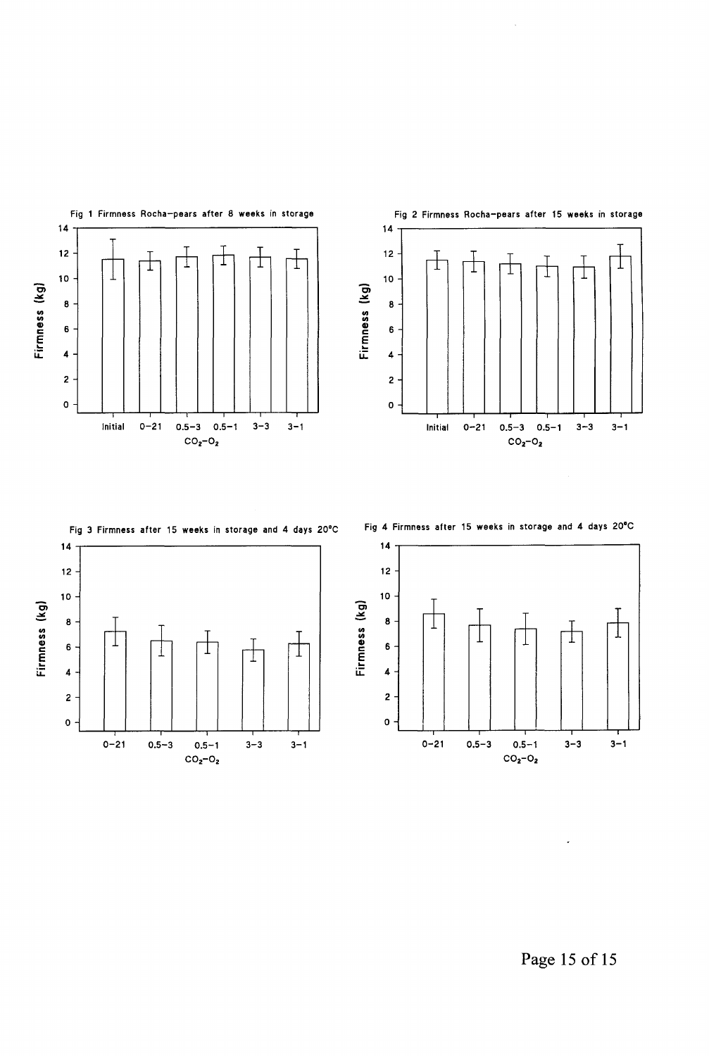Fig 1 Firmness Rocha-pears after 8 weeks in storage

Fig 2 Firmness Rocha-pears after 15 weeks in storage

Fig 3 Firmness after 15 weeks in storage and 4 days 20°C

Fig 4 Firmness after 15 weeks in storage and 4 days 20°C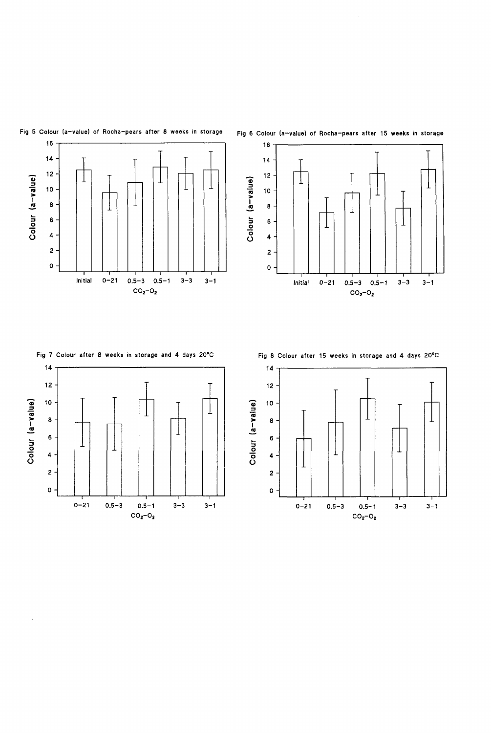Fig 5 Colour (a-value) of Rocha-pears after 8 weeks in storage

Fig 6 Colour (a-value) of Rocha-pears after 15 weeks in storage

Fig 7 Colour after 8 weeks in storage and 4 days 20°C

Fig 8 Colour after 15 weeks in storage and 4 days 20°C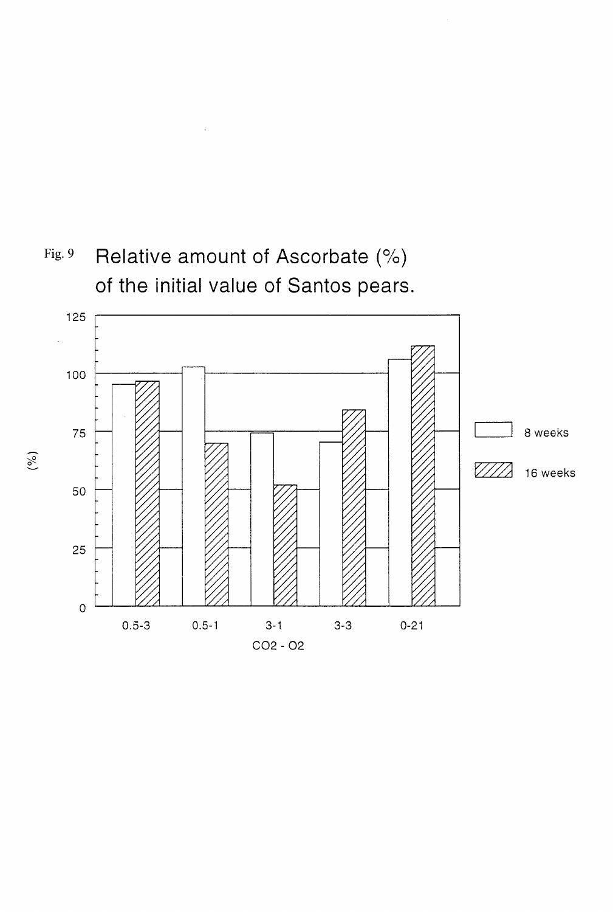Fig. 9 Relative amount of Ascorbate (%) of the initial value of Santos pears.

(%)

125

100

75

50

25

0

0.5-3 0.5-1 3-1 3-3 0-21

$CO_2$ - $O_2$

8 weeks

16 weeks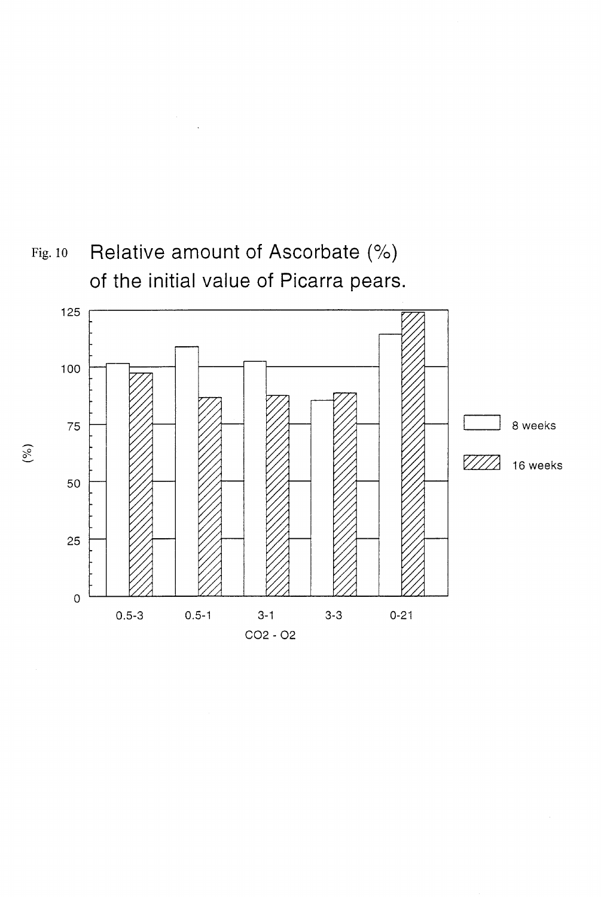Fig. 10 Relative amount of Ascorbate (%) of the initial value of Picarra pears.

| $CO_2$ - $O_2$ | 8 weeks (%) | 16 weeks (%) |
|---|---|---|
| 0.5-3 | ~101 | ~97 |
| 0.5-1 | ~109 | ~86 |
| 3-1 | ~102 | ~87 |
| 3-3 | ~85 | ~88 |
| 0-21 | ~114 | ~124 |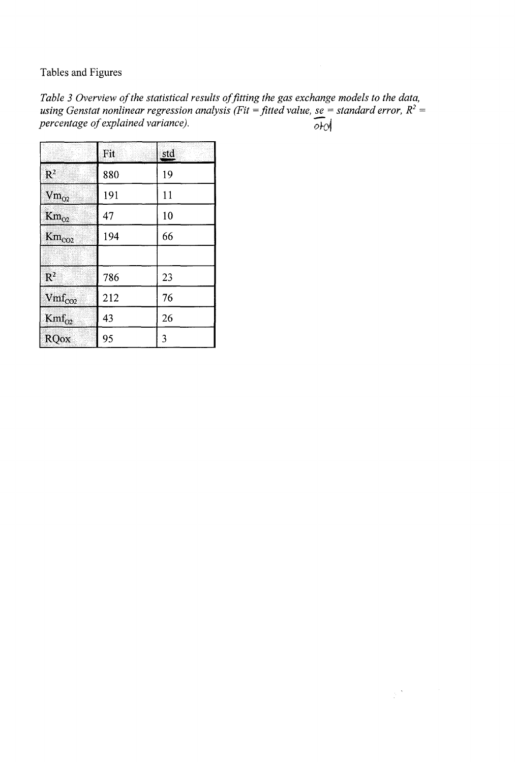Tables and Figures

*Table 3 Overview of the statistical results of fitting the gas exchange models to the data, using Genstat nonlinear regression analysis (Fit = fitted value, se = standard error, $R^2$ = percentage of explained variance).* old

| | Fit | std |
|---|---|---|
| $R^2$ | 880 | 19 |
| $Vm_{O2}$ | 191 | 11 |
| $Km_{O2}$ | 47 | 10 |
| $Km_{CO2}$ | 194 | 66 |
| | | |
| $R^2$ | 786 | 23 |
| $Vmf_{CO2}$ | 212 | 76 |
| $Kmf_{O2}$ | 43 | 26 |
| RQox | 95 | 3 |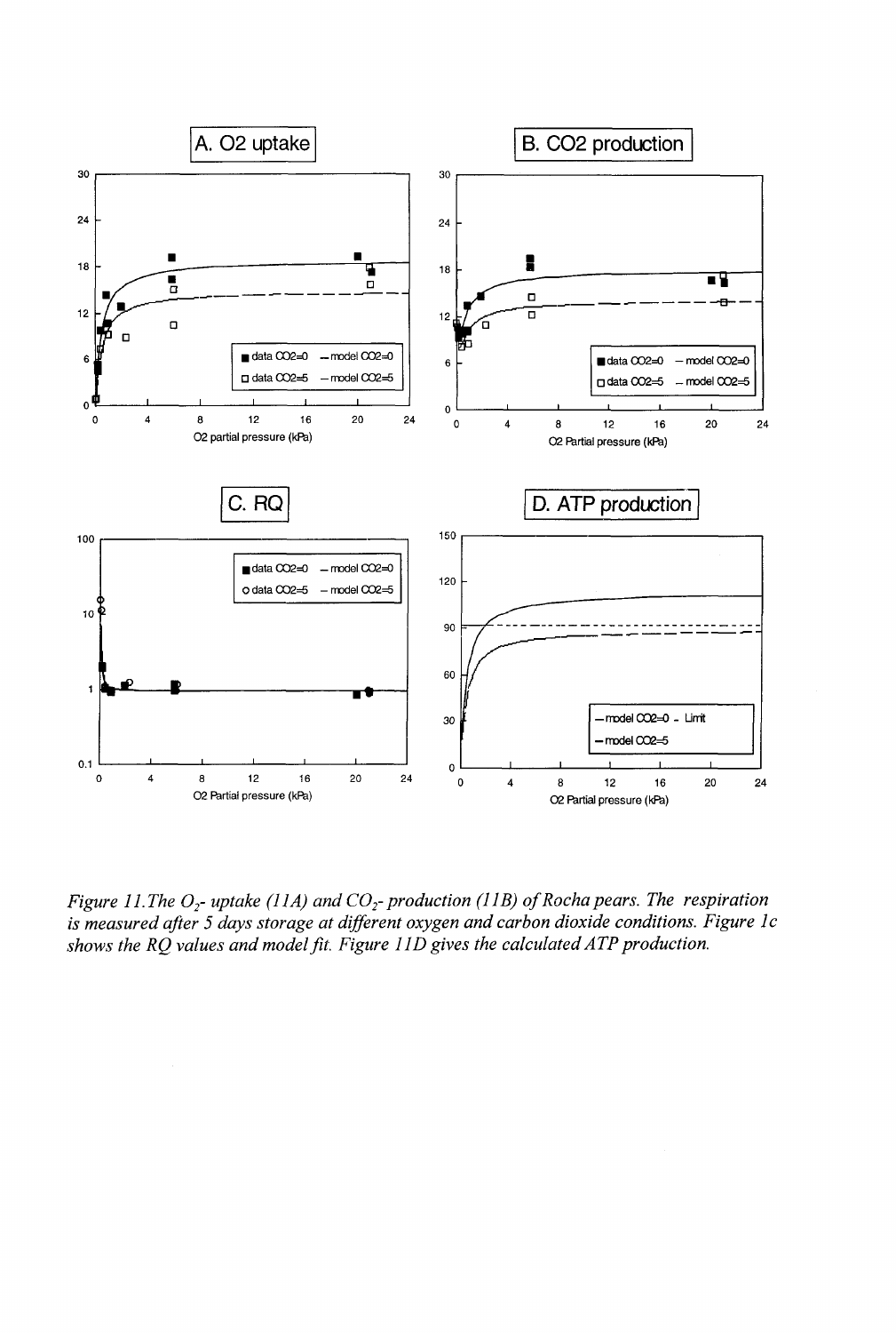*Figure 11. The $O_2$- uptake (11A) and $CO_2$- production (11B) of Rocha pears. The respiration is measured after 5 days storage at different oxygen and carbon dioxide conditions. Figure 1c shows the RQ values and model fit. Figure 11D gives the calculated ATP production.*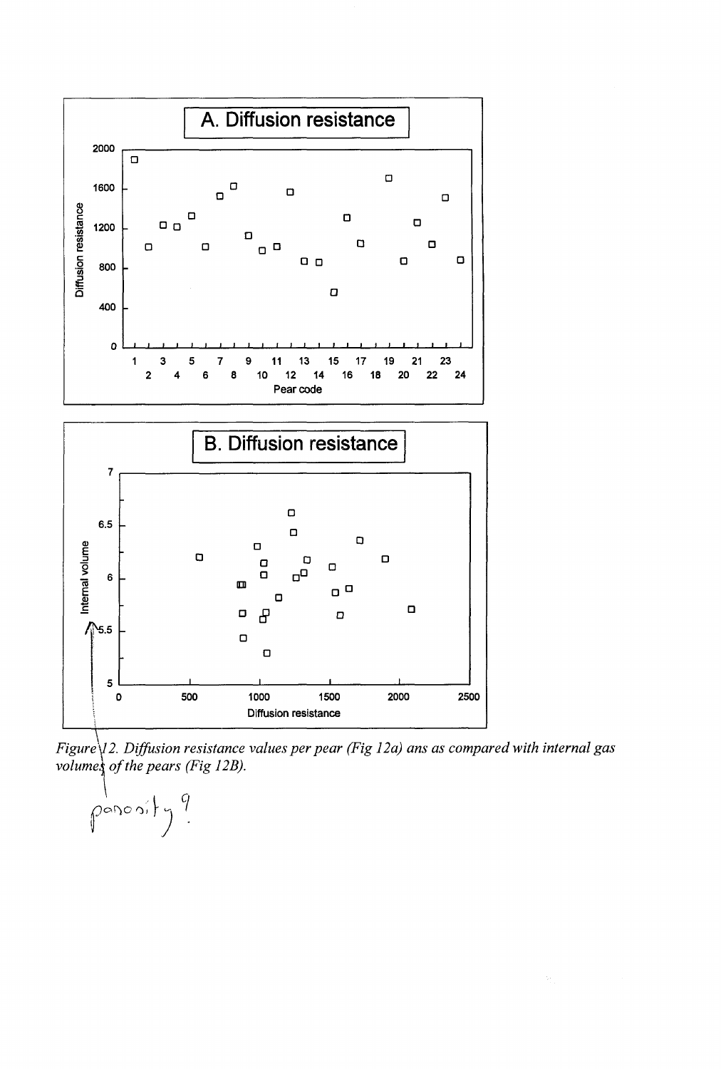## A. Diffusion resistance

## B. Diffusion resistance

*Figure 12. Diffusion resistance values per pear (Fig 12a) ans as compared with internal gas volumes of the pears (Fig 12B).*

porosity ?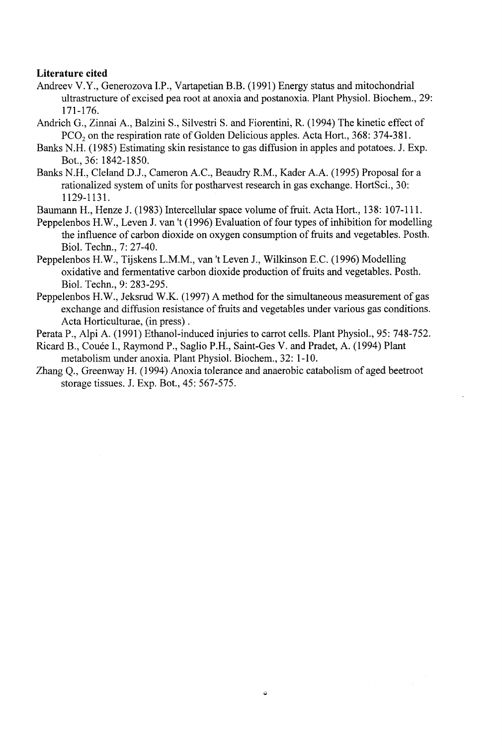**Literature cited**

Andreev V.Y., Generozova I.P., Vartapetian B.B. (1991) Energy status and mitochondrial ultrastructure of excised pea root at anoxia and postanoxia. Plant Physiol. Biochem., 29: 171-176.

Andrich G., Zinnai A., Balzini S., Silvestri S. and Fiorentini, R. (1994) The kinetic effect of $PCO_2$ on the respiration rate of Golden Delicious apples. Acta Hort., 368: 374-381.

Banks N.H. (1985) Estimating skin resistance to gas diffusion in apples and potatoes. J. Exp. Bot., 36: 1842-1850.

Banks N.H., Cleland D.J., Cameron A.C., Beaudry R.M., Kader A.A. (1995) Proposal for a rationalized system of units for postharvest research in gas exchange. HortSci., 30: 1129-1131.

Baumann H., Henze J. (1983) Intercellular space volume of fruit. Acta Hort., 138: 107-111.

Peppelenbos H.W., Leven J. van 't (1996) Evaluation of four types of inhibition for modelling the influence of carbon dioxide on oxygen consumption of fruits and vegetables. Posth. Biol. Techn., 7: 27-40.

Peppelenbos H.W., Tijskens L.M.M., van 't Leven J., Wilkinson E.C. (1996) Modelling oxidative and fermentative carbon dioxide production of fruits and vegetables. Posth. Biol. Techn., 9: 283-295.

Peppelenbos H.W., Jeksrud W.K. (1997) A method for the simultaneous measurement of gas exchange and diffusion resistance of fruits and vegetables under various gas conditions. Acta Horticulturae, (in press) .

Perata P., Alpi A. (1991) Ethanol-induced injuries to carrot cells. Plant Physiol., 95: 748-752.

Ricard B., Couée I., Raymond P., Saglio P.H., Saint-Ges V. and Pradet, A. (1994) Plant metabolism under anoxia. Plant Physiol. Biochem., 32: 1-10.

Zhang Q., Greenway H. (1994) Anoxia tolerance and anaerobic catabolism of aged beetroot storage tissues. J. Exp. Bot., 45: 567-575.